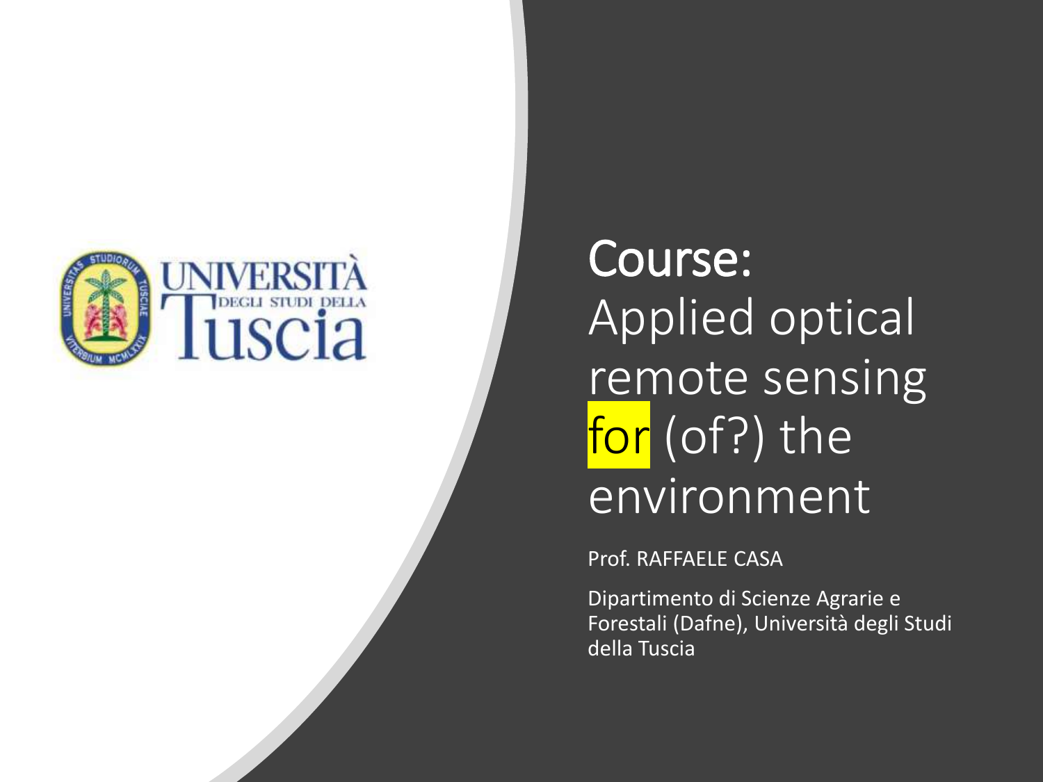# Course: Applied optical remote sensing for (of?) the environment

Prof. RAFFAELE CASA

Dipartimento di Scienze Agrarie e Forestali (Dafne), Università degli Studi della Tuscia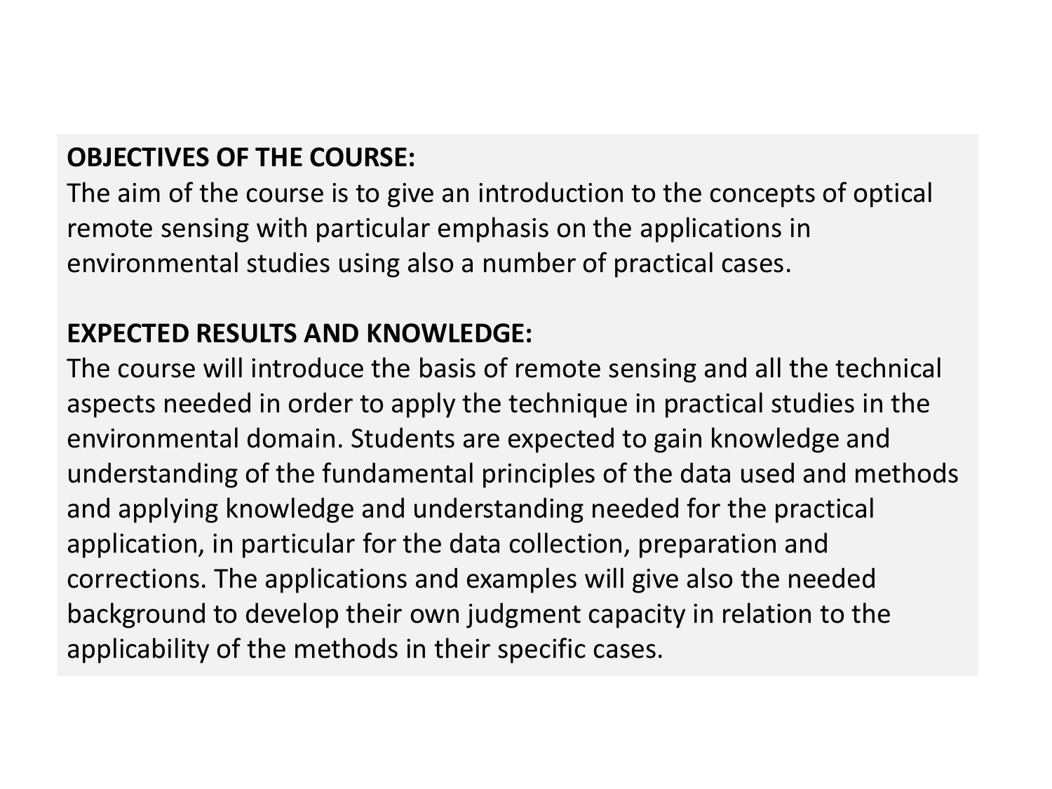**OBJECTIVES OF THE COURSE:**
The aim of the course is to give an introduction to the concepts of optical remote sensing with particular emphasis on the applications in environmental studies using also a number of practical cases.

**EXPECTED RESULTS AND KNOWLEDGE:**
The course will introduce the basis of remote sensing and all the technical aspects needed in order to apply the technique in practical studies in the environmental domain. Students are expected to gain knowledge and understanding of the fundamental principles of the data used and methods and applying knowledge and understanding needed for the practical application, in particular for the data collection, preparation and corrections. The applications and examples will give also the needed background to develop their own judgment capacity in relation to the applicability of the methods in their specific cases.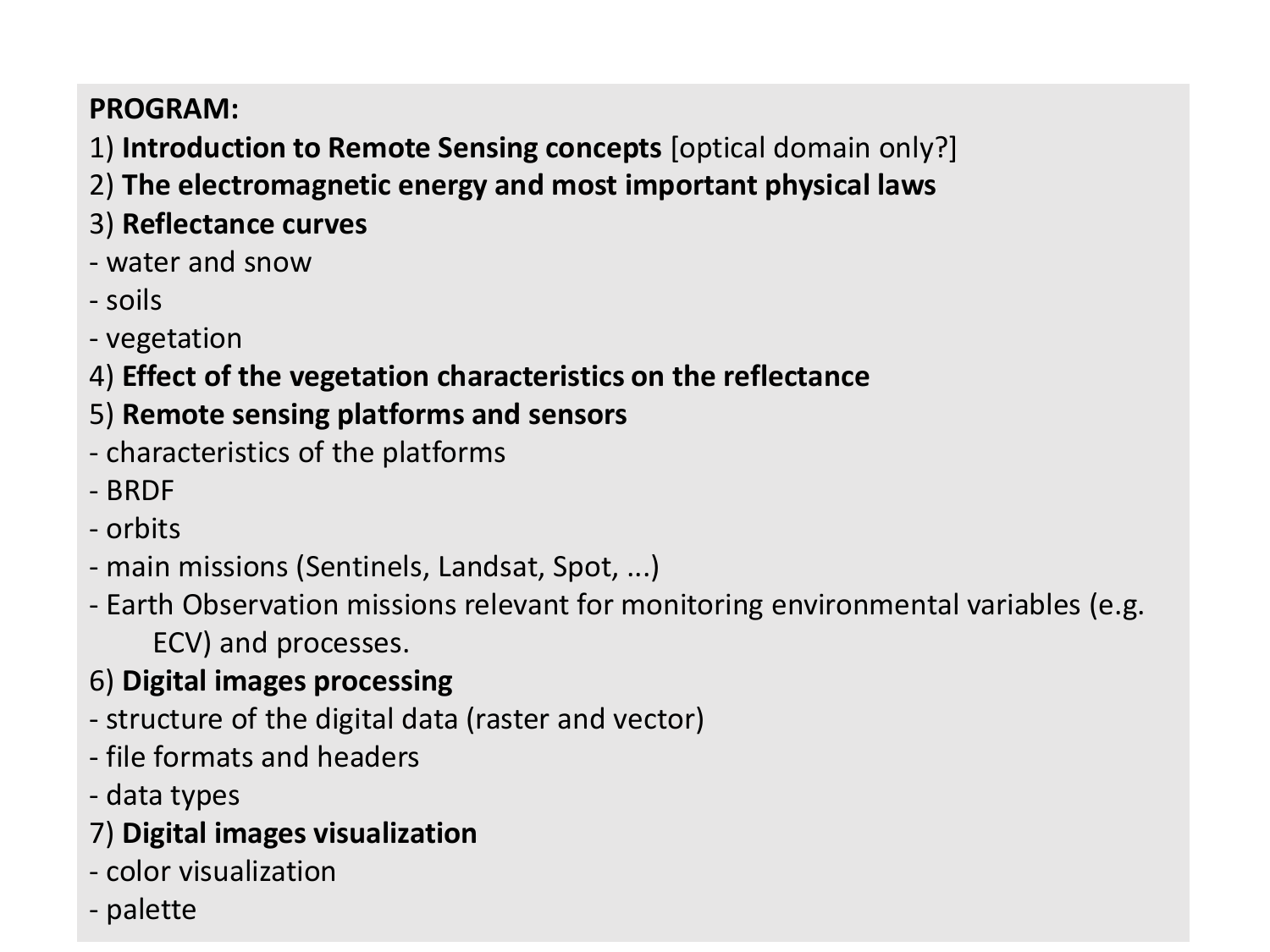**PROGRAM:**

1) **Introduction to Remote Sensing concepts** [optical domain only?]

2) **The electromagnetic energy and most important physical laws**

3) **Reflectance curves**
- water and snow
- soils
- vegetation

4) **Effect of the vegetation characteristics on the reflectance**

5) **Remote sensing platforms and sensors**
- characteristics of the platforms
- BRDF
- orbits
- main missions (Sentinels, Landsat, Spot, ...)
- Earth Observation missions relevant for monitoring environmental variables (e.g. ECV) and processes.

6) **Digital images processing**
- structure of the digital data (raster and vector)
- file formats and headers
- data types

7) **Digital images visualization**
- color visualization
- palette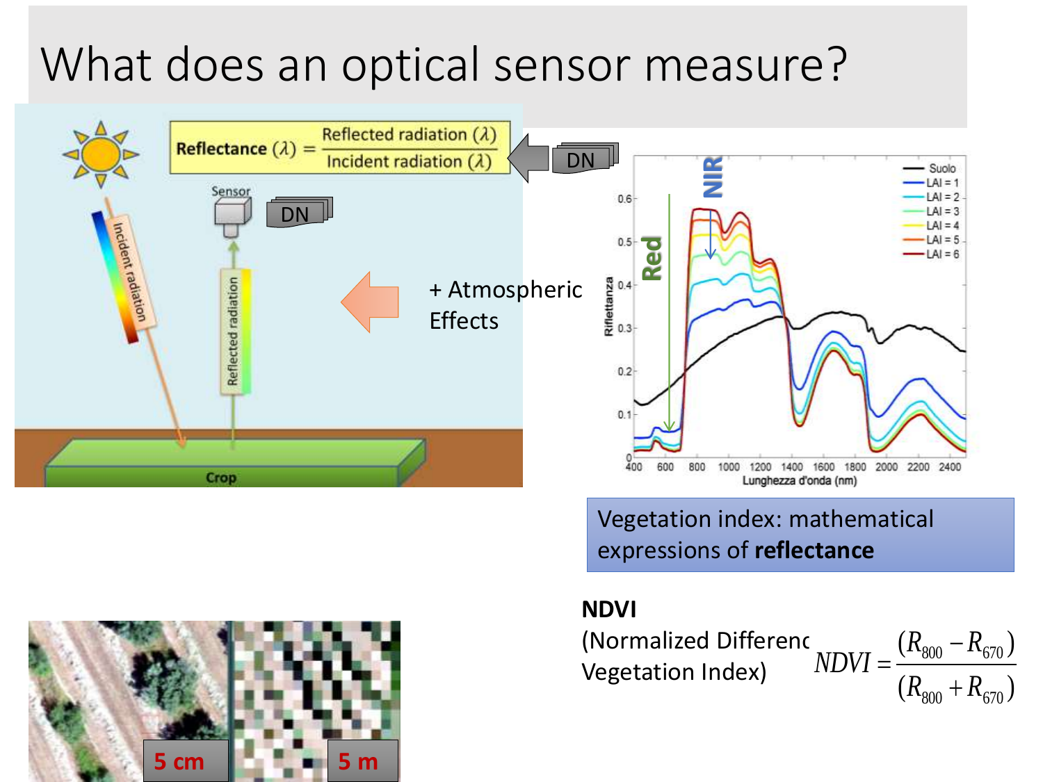# What does an optical sensor measure?

$$\textbf{Reflectance}(\lambda) = \frac{\text{Reflected radiation}(\lambda)}{\text{Incident radiation}(\lambda)}$$

DN

Sensor

DN

Incident radiation

Reflected radiation

+ Atmospheric Effects

Crop

5 cm

5 m

Vegetation index: mathematical expressions of **reflectance**

**NDVI**
(Normalized Difference Vegetation Index)

$$NDVI = \frac{(R_{800} - R_{670})}{(R_{800} + R_{670})}$$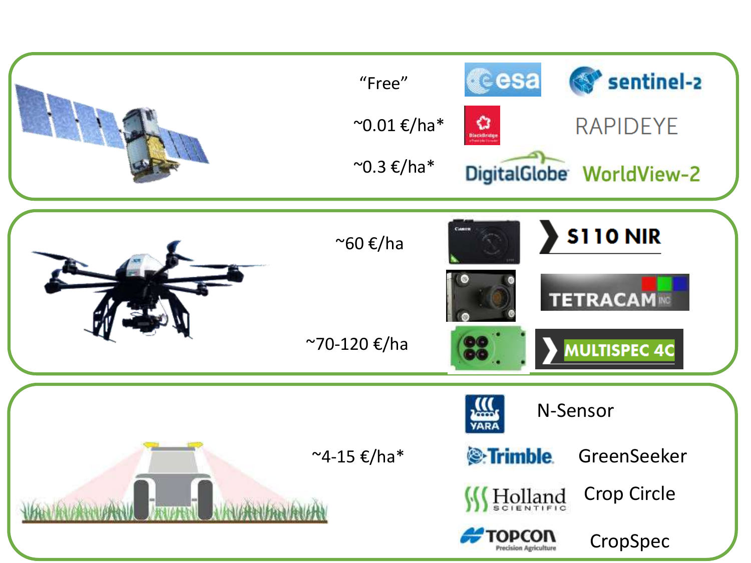| Platform | Cost | Provider | Product |
| --- | --- | --- | --- |
| Satellite | “Free” | esa | sentinel-2 |
| | ~0.01 €/ha* | BlackBridge | RAPIDEYE |
| | ~0.3 €/ha* | DigitalGlobe | WorldView-2 |
| Drone (UAV) | ~60 €/ha | Canon | S110 NIR |
| | | | TETRACAM INC |
| | ~70-120 €/ha | | MULTISPEC 4C |
| Ground-based sensor | ~4-15 €/ha* | YARA | N-Sensor |
| | | Trimble | GreenSeeker |
| | | Holland Scientific | Crop Circle |
| | | TOPCON Precision Agriculture | CropSpec |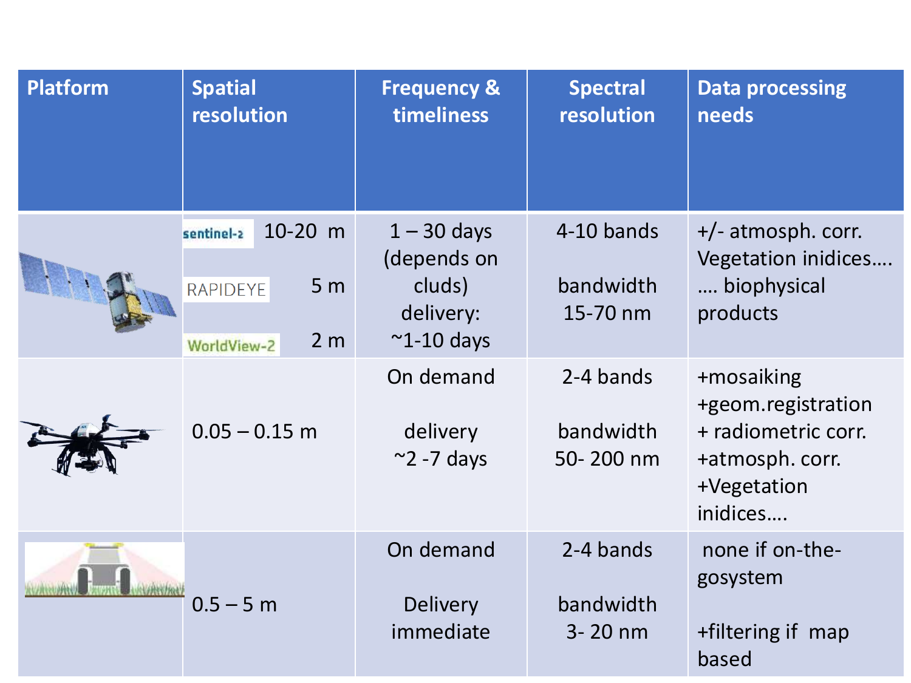| Platform | Spatial resolution | Frequency & timeliness | Spectral resolution | Data processing needs |
|---|---|---|---|---|
| | sentinel-2 10-20 m<br>RAPIDEYE 5 m<br>WorldView-2 2 m | 1 – 30 days (depends on cluds) delivery: ~1-10 days | 4-10 bands<br>bandwidth 15-70 nm | +/- atmosph. corr. Vegetation inidices…. …. biophysical products |
| | 0.05 – 0.15 m | On demand<br>delivery ~2 -7 days | 2-4 bands<br>bandwidth 50- 200 nm | +mosaiking +geom.registration + radiometric corr. +atmosph. corr. +Vegetation inidices…. |
| | 0.5 – 5 m | On demand<br>Delivery immediate | 2-4 bands<br>bandwidth 3- 20 nm | none if on-the-gosystem<br>+filtering if map based |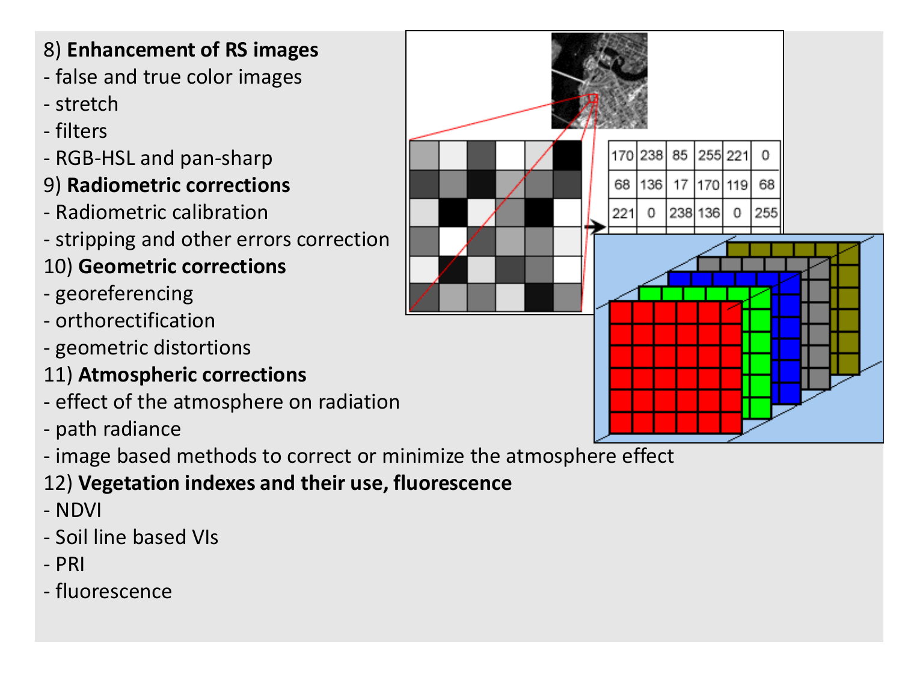8) **Enhancement of RS images**

- false and true color images
- stretch
- filters
- RGB-HSL and pan-sharp

9) **Radiometric corrections**

- Radiometric calibration
- stripping and other errors correction

10) **Geometric corrections**

- georeferencing
- orthorectification
- geometric distortions

11) **Atmospheric corrections**

- effect of the atmosphere on radiation
- path radiance
- image based methods to correct or minimize the atmosphere effect

12) **Vegetation indexes and their use, fluorescence**

- NDVI
- Soil line based VIs
- PRI
- fluorescence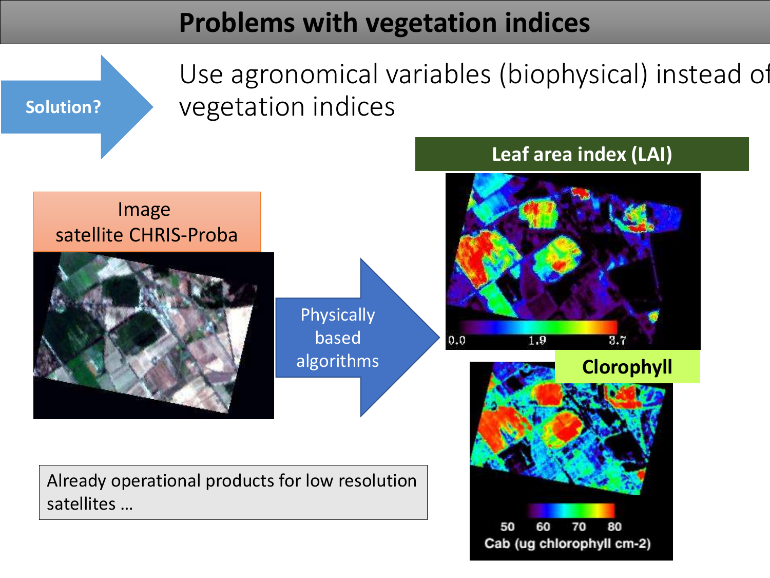# Problems with vegetation indices

**Solution?** → Use agronomical variables (biophysical) instead of vegetation indices

Image satellite CHRIS-Proba

Physically based algorithms

**Leaf area index (LAI)**

0.0 1.9 3.7

**Clorophyll**

50 60 70 80

Cab (ug chlorophyll cm-2)

Already operational products for low resolution satellites …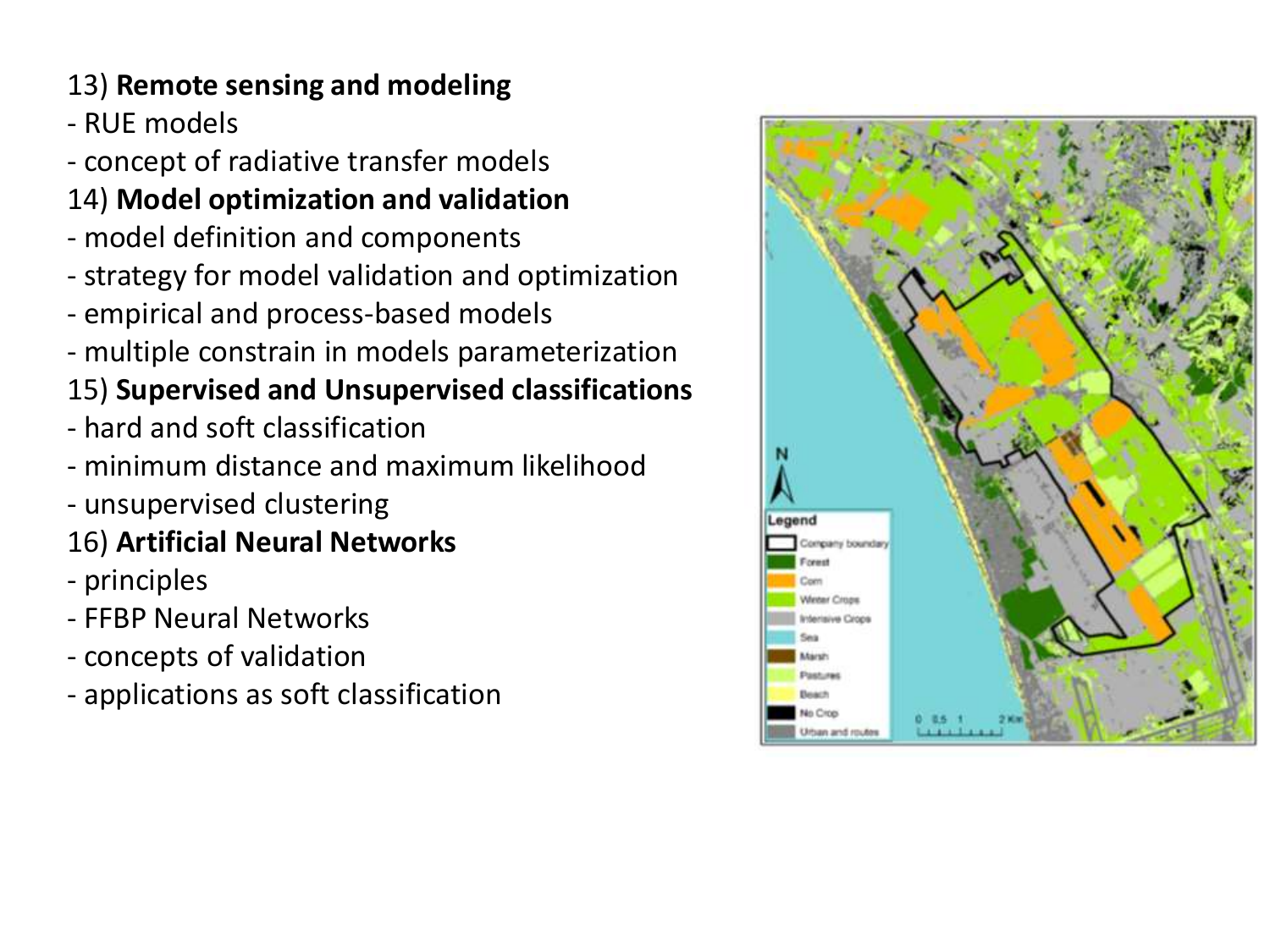13) **Remote sensing and modeling**
- RUE models
- concept of radiative transfer models

14) **Model optimization and validation**
- model definition and components
- strategy for model validation and optimization
- empirical and process-based models
- multiple constrain in models parameterization

15) **Supervised and Unsupervised classifications**
- hard and soft classification
- minimum distance and maximum likelihood
- unsupervised clustering

16) **Artificial Neural Networks**
- principles
- FFBP Neural Networks
- concepts of validation
- applications as soft classification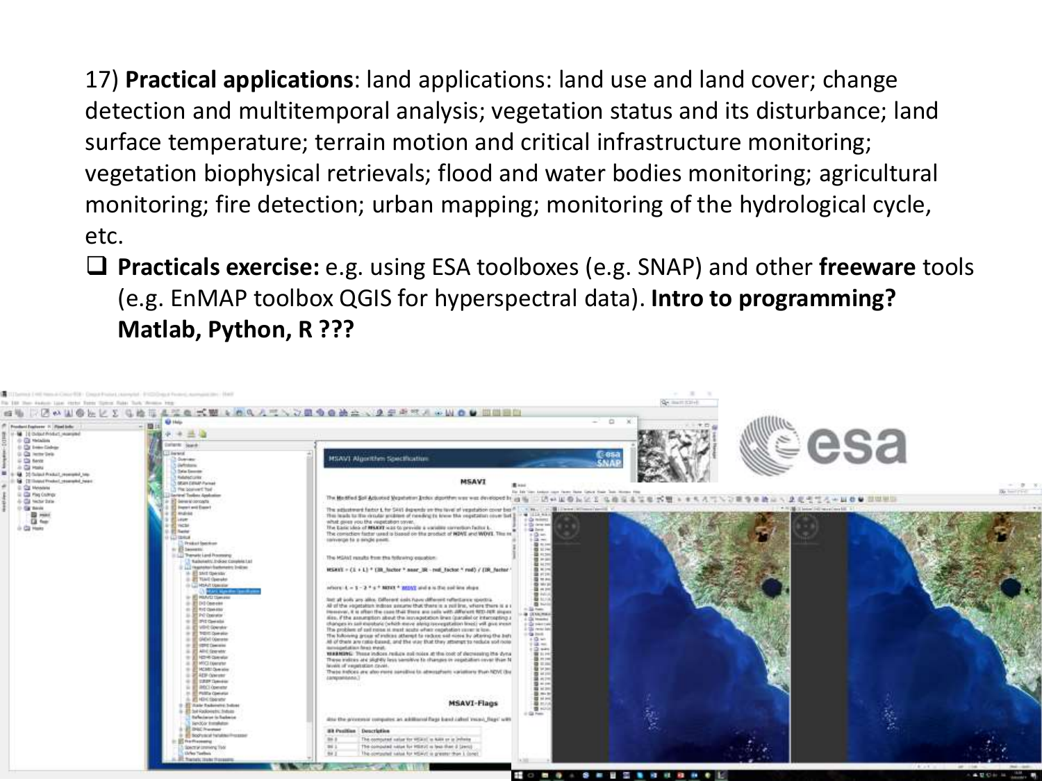17) **Practical applications**: land applications: land use and land cover; change detection and multitemporal analysis; vegetation status and its disturbance; land surface temperature; terrain motion and critical infrastructure monitoring; vegetation biophysical retrievals; flood and water bodies monitoring; agricultural monitoring; fire detection; urban mapping; monitoring of the hydrological cycle, etc.

- **Practicals exercise:** e.g. using ESA toolboxes (e.g. SNAP) and other **freeware** tools (e.g. EnMAP toolbox QGIS for hyperspectral data). **Intro to programming? Matlab, Python, R ???**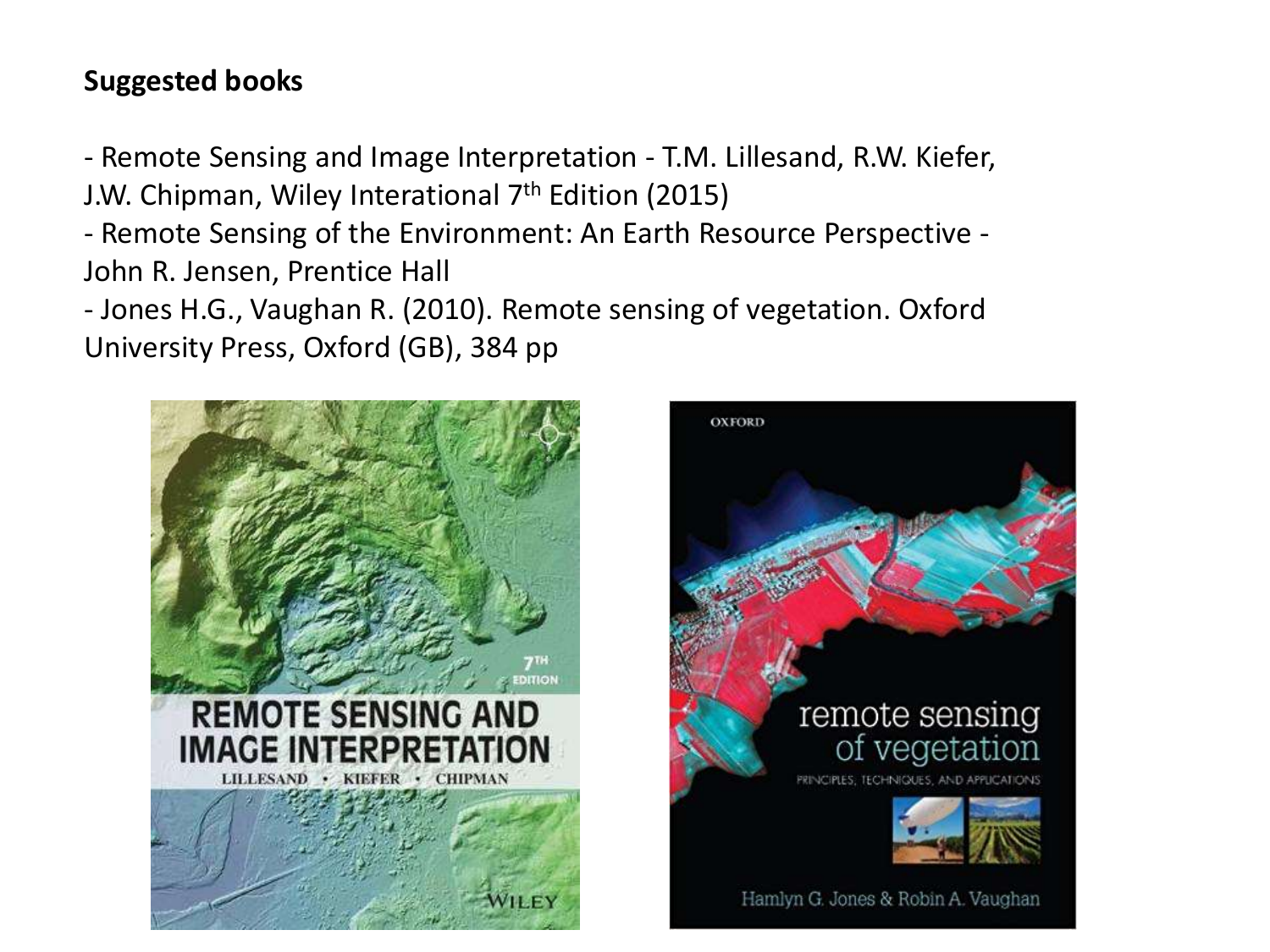**Suggested books**

- Remote Sensing and Image Interpretation - T.M. Lillesand, R.W. Kiefer, J.W. Chipman, Wiley Interational 7th Edition (2015)
- Remote Sensing of the Environment: An Earth Resource Perspective - John R. Jensen, Prentice Hall
- Jones H.G., Vaughan R. (2010). Remote sensing of vegetation. Oxford University Press, Oxford (GB), 384 pp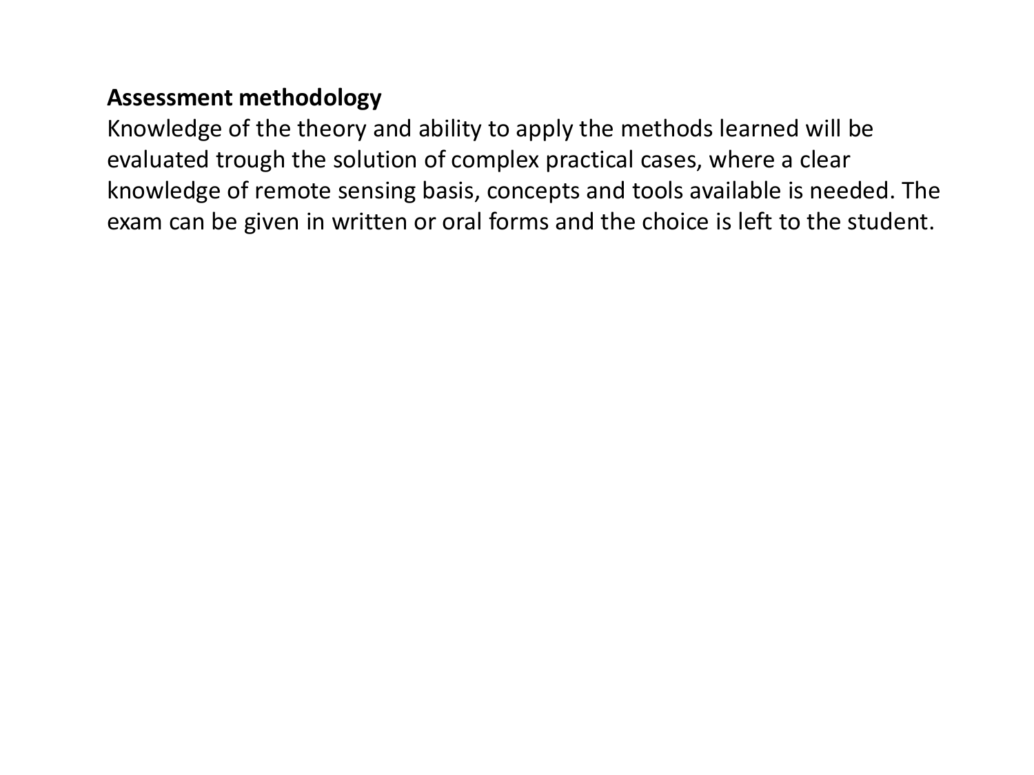**Assessment methodology**

Knowledge of the theory and ability to apply the methods learned will be evaluated trough the solution of complex practical cases, where a clear knowledge of remote sensing basis, concepts and tools available is needed. The exam can be given in written or oral forms and the choice is left to the student.